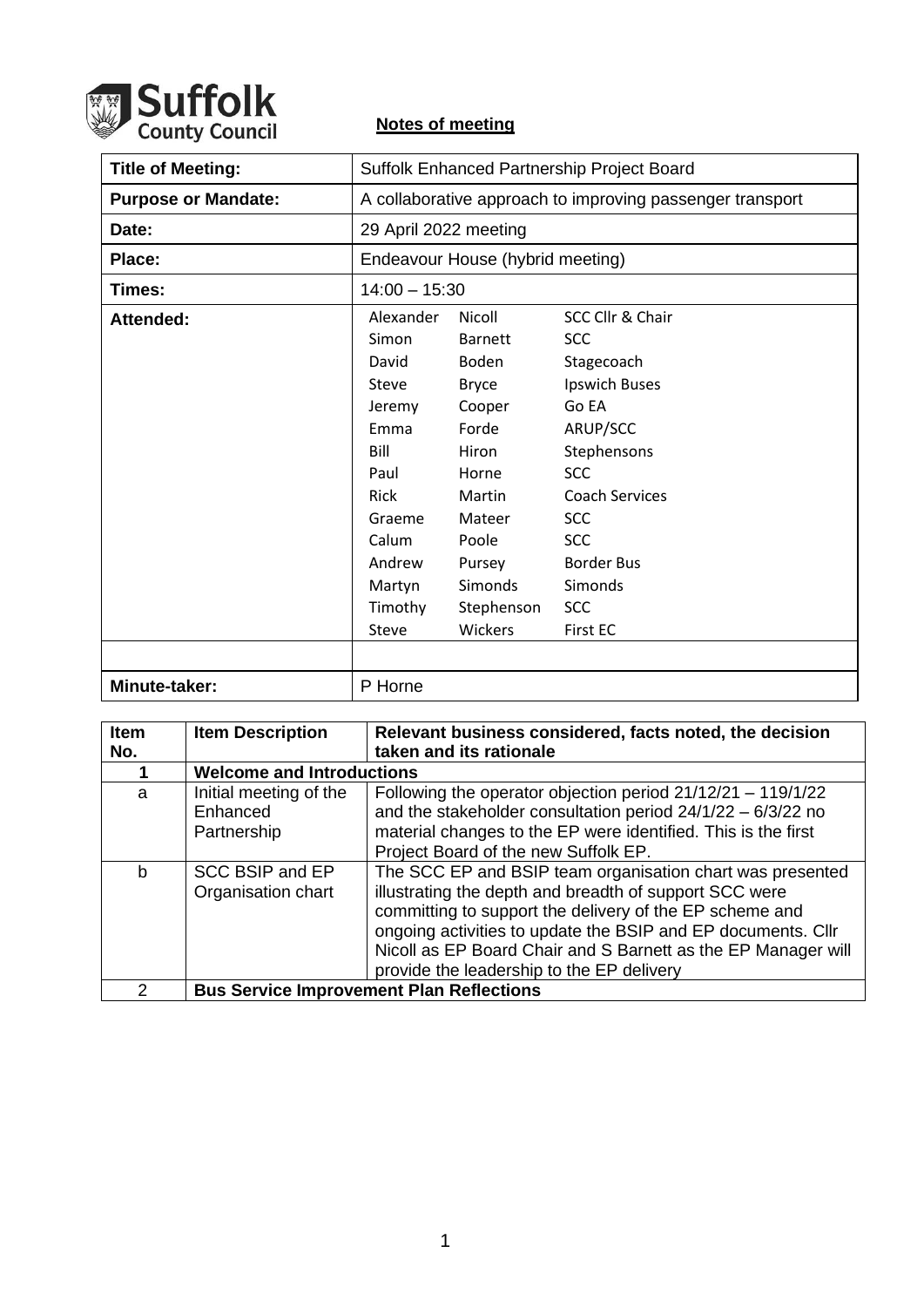Suffolk County Council

**Notes of meeting**

| Title of Meeting: | Suffolk Enhanced Partnership Project Board |
|---|---|
| **Purpose or Mandate:** | A collaborative approach to improving passenger transport |
| **Date:** | 29 April 2022 meeting |
| **Place:** | Endeavour House (hybrid meeting) |
| **Times:** | 14:00 – 15:30 |
| **Attended:** | Alexander Nicoll SCC Cllr & Chair<br>Simon Barnett SCC<br>David Boden Stagecoach<br>Steve Bryce Ipswich Buses<br>Jeremy Cooper Go EA<br>Emma Forde ARUP/SCC<br>Bill Hiron Stephensons<br>Paul Horne SCC<br>Rick Martin Coach Services<br>Graeme Mateer SCC<br>Calum Poole SCC<br>Andrew Pursey Border Bus<br>Martyn Simonds Simonds<br>Timothy Stephenson SCC<br>Steve Wickers First EC |
| | |
| **Minute-taker:** | P Horne |

| Item No. | Item Description | Relevant business considered, facts noted, the decision taken and its rationale |
|---|---|---|
| **1** | **Welcome and Introductions** | |
| a | Initial meeting of the Enhanced Partnership | Following the operator objection period 21/12/21 – 119/1/22 and the stakeholder consultation period 24/1/22 – 6/3/22 no material changes to the EP were identified. This is the first Project Board of the new Suffolk EP. |
| b | SCC BSIP and EP Organisation chart | The SCC EP and BSIP team organisation chart was presented illustrating the depth and breadth of support SCC were committing to support the delivery of the EP scheme and ongoing activities to update the BSIP and EP documents. Cllr Nicoll as EP Board Chair and S Barnett as the EP Manager will provide the leadership to the EP delivery |
| 2 | **Bus Service Improvement Plan Reflections** | |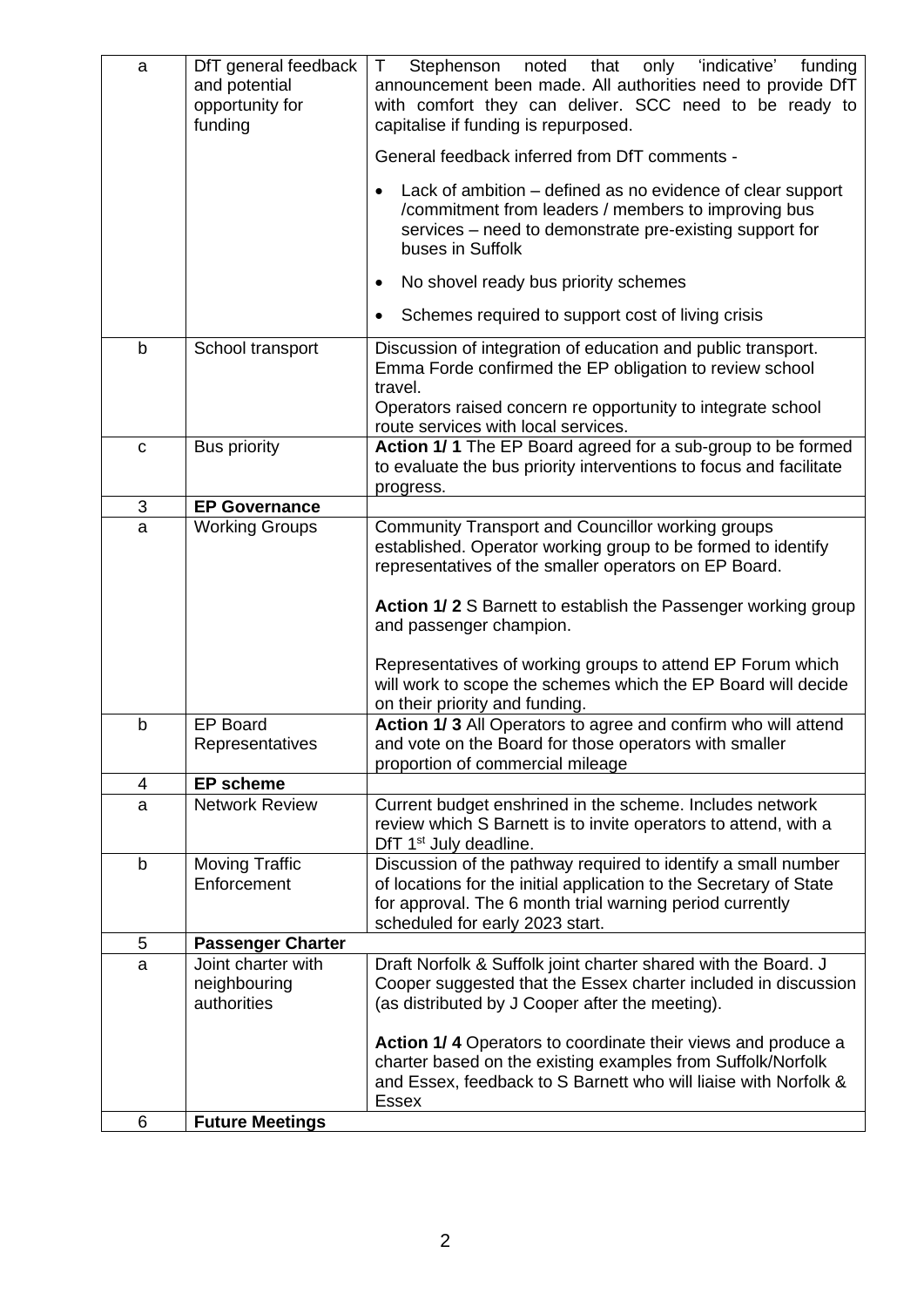| a | DfT general feedback and potential opportunity for funding | T Stephenson noted that only 'indicative' funding announcement been made. All authorities need to provide DfT with comfort they can deliver. SCC need to be ready to capitalise if funding is repurposed.<br><br>General feedback inferred from DfT comments -<br><br>• Lack of ambition – defined as no evidence of clear support /commitment from leaders / members to improving bus services – need to demonstrate pre-existing support for buses in Suffolk<br>• No shovel ready bus priority schemes<br>• Schemes required to support cost of living crisis |
|---|---|---|
| b | School transport | Discussion of integration of education and public transport. Emma Forde confirmed the EP obligation to review school travel.<br>Operators raised concern re opportunity to integrate school route services with local services. |
| c | Bus priority | **Action 1/ 1** The EP Board agreed for a sub-group to be formed to evaluate the bus priority interventions to focus and facilitate progress. |
| 3 | **EP Governance** | |
| a | Working Groups | Community Transport and Councillor working groups established. Operator working group to be formed to identify representatives of the smaller operators on EP Board.<br><br>**Action 1/ 2** S Barnett to establish the Passenger working group and passenger champion.<br><br>Representatives of working groups to attend EP Forum which will work to scope the schemes which the EP Board will decide on their priority and funding. |
| b | EP Board Representatives | **Action 1/ 3** All Operators to agree and confirm who will attend and vote on the Board for those operators with smaller proportion of commercial mileage |
| 4 | **EP scheme** | |
| a | Network Review | Current budget enshrined in the scheme. Includes network review which S Barnett is to invite operators to attend, with a DfT 1st July deadline. |
| b | Moving Traffic Enforcement | Discussion of the pathway required to identify a small number of locations for the initial application to the Secretary of State for approval. The 6 month trial warning period currently scheduled for early 2023 start. |
| 5 | **Passenger Charter** | |
| a | Joint charter with neighbouring authorities | Draft Norfolk & Suffolk joint charter shared with the Board. J Cooper suggested that the Essex charter included in discussion (as distributed by J Cooper after the meeting).<br><br>**Action 1/ 4** Operators to coordinate their views and produce a charter based on the existing examples from Suffolk/Norfolk and Essex, feedback to S Barnett who will liaise with Norfolk & Essex |
| 6 | **Future Meetings** | |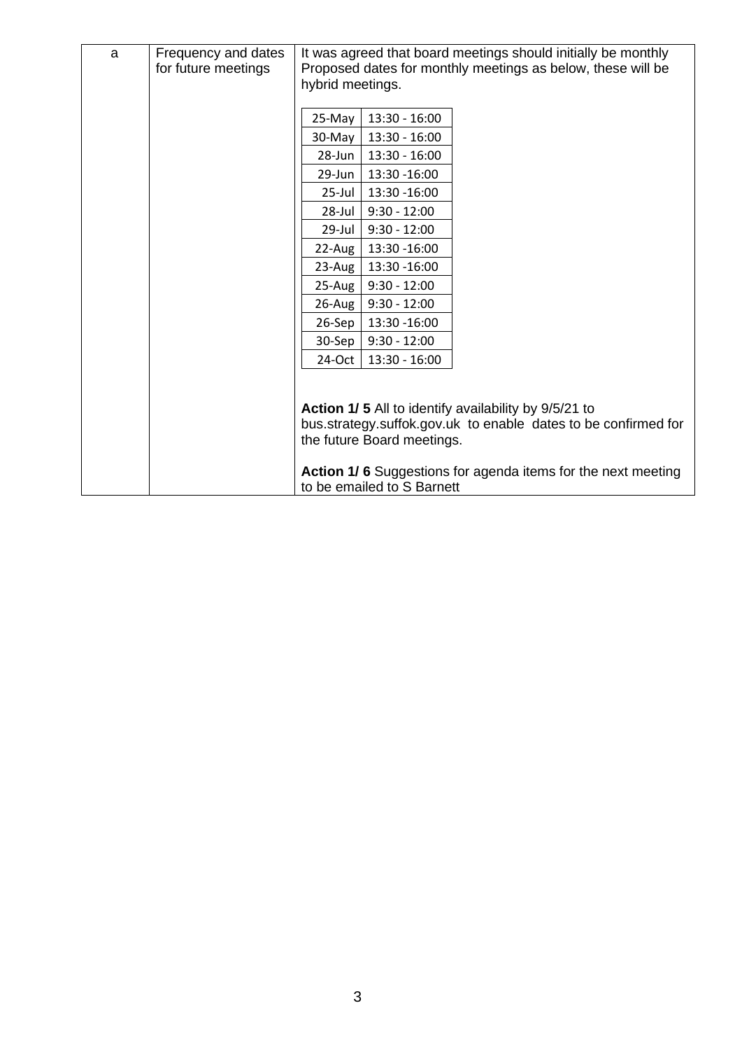| | | |
|---|---|---|
| a | Frequency and dates for future meetings | It was agreed that board meetings should initially be monthly Proposed dates for monthly meetings as below, these will be hybrid meetings.<br><br>25-May 13:30 - 16:00<br>30-May 13:30 - 16:00<br>28-Jun 13:30 - 16:00<br>29-Jun 13:30 -16:00<br>25-Jul 13:30 -16:00<br>28-Jul 9:30 - 12:00<br>29-Jul 9:30 - 12:00<br>22-Aug 13:30 -16:00<br>23-Aug 13:30 -16:00<br>25-Aug 9:30 - 12:00<br>26-Aug 9:30 - 12:00<br>26-Sep 13:30 -16:00<br>30-Sep 9:30 - 12:00<br>24-Oct 13:30 - 16:00<br><br>**Action 1/ 5** All to identify availability by 9/5/21 to bus.strategy.suffok.gov.uk to enable dates to be confirmed for the future Board meetings.<br><br>**Action 1/ 6** Suggestions for agenda items for the next meeting to be emailed to S Barnett |